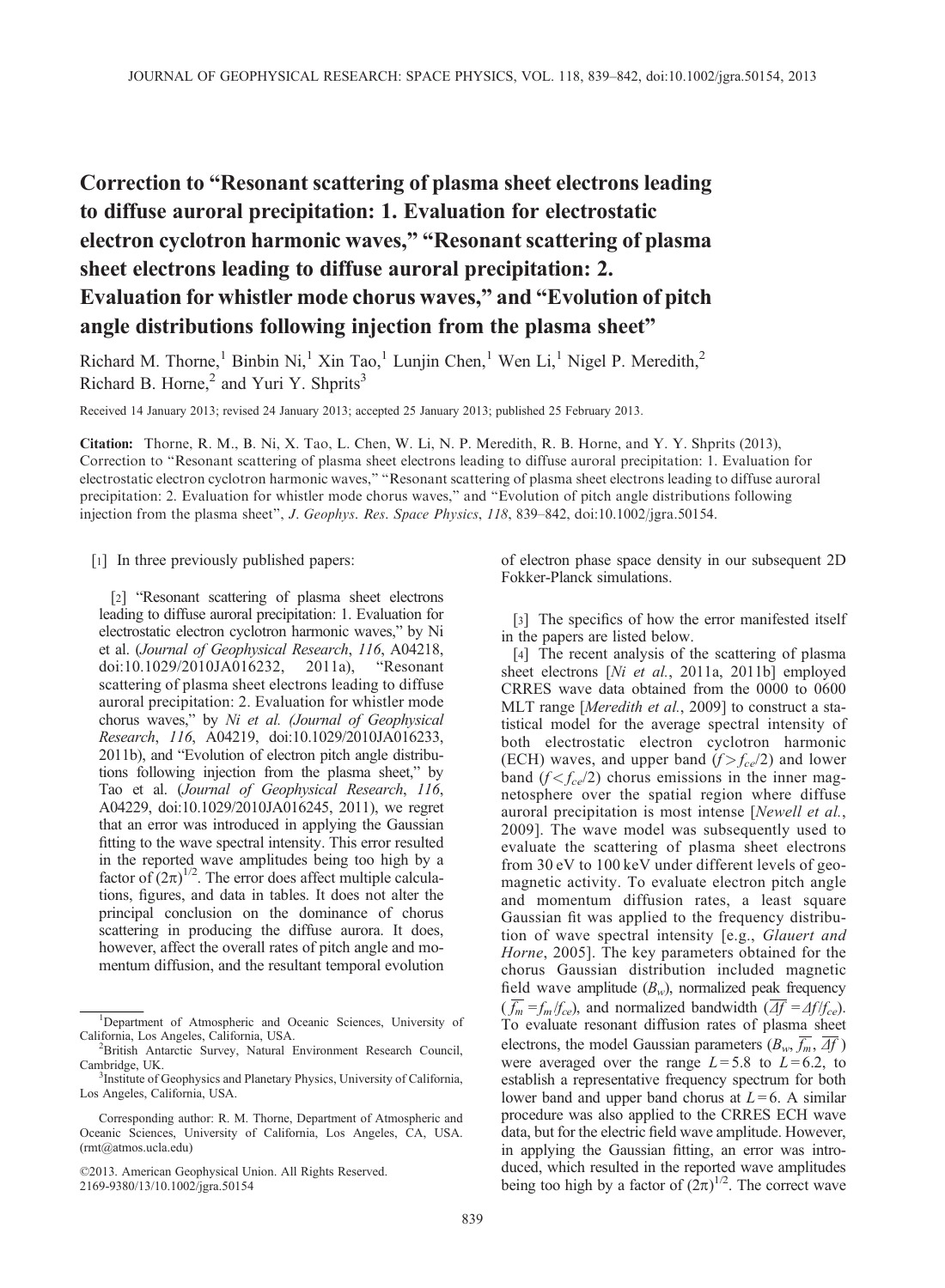# Correction to "Resonant scattering of plasma sheet electrons leading to diffuse auroral precipitation: 1. Evaluation for electrostatic electron cyclotron harmonic waves," "Resonant scattering of plasma sheet electrons leading to diffuse auroral precipitation: 2. Evaluation for whistler mode chorus waves," and "Evolution of pitch angle distributions following injection from the plasma sheet"

Richard M. Thorne,[1] Binbin Ni,[1] Xin Tao,[1] Lunjin Chen,[1] Wen Li,[1] Nigel P. Meredith,[2] Richard B. Horne,[2] and Yuri Y. Shprits[3]

Received 14 January 2013; revised 24 January 2013; accepted 25 January 2013; published 25 February 2013.

**Citation:** Thorne, R. M., B. Ni, X. Tao, L. Chen, W. Li, N. P. Meredith, R. B. Horne, and Y. Y. Shprits (2013), Correction to "Resonant scattering of plasma sheet electrons leading to diffuse auroral precipitation: 1. Evaluation for electrostatic electron cyclotron harmonic waves," "Resonant scattering of plasma sheet electrons leading to diffuse auroral precipitation: 2. Evaluation for whistler mode chorus waves," and "Evolution of pitch angle distributions following injection from the plasma sheet", *J. Geophys. Res. Space Physics*, *118*, 839–842, doi:10.1002/jgra.50154.

[1] In three previously published papers:

[2] "Resonant scattering of plasma sheet electrons leading to diffuse auroral precipitation: 1. Evaluation for electrostatic electron cyclotron harmonic waves," by Ni et al. (*Journal of Geophysical Research*, *116*, A04218, doi:10.1029/2010JA016232, 2011a), "Resonant scattering of plasma sheet electrons leading to diffuse auroral precipitation: 2. Evaluation for whistler mode chorus waves," by *Ni et al. (Journal of Geophysical Research*, *116*, A04219, doi:10.1029/2010JA016233, 2011b), and "Evolution of electron pitch angle distributions following injection from the plasma sheet," by Tao et al. (*Journal of Geophysical Research*, *116*, A04229, doi:10.1029/2010JA016245, 2011), we regret that an error was introduced in applying the Gaussian fitting to the wave spectral intensity. This error resulted in the reported wave amplitudes being too high by a factor of $(2\pi)^{1/2}$. The error does affect multiple calculations, figures, and data in tables. It does not alter the principal conclusion on the dominance of chorus scattering in producing the diffuse aurora. It does, however, affect the overall rates of pitch angle and momentum diffusion, and the resultant temporal evolution of electron phase space density in our subsequent 2D Fokker-Planck simulations.

[3] The specifics of how the error manifested itself in the papers are listed below.

[4] The recent analysis of the scattering of plasma sheet electrons [*Ni et al.*, 2011a, 2011b] employed CRRES wave data obtained from the 0000 to 0600 MLT range [*Meredith et al.*, 2009] to construct a statistical model for the average spectral intensity of both electrostatic electron cyclotron harmonic (ECH) waves, and upper band ($f > f_{ce}/2$) and lower band ($f < f_{ce}/2$) chorus emissions in the inner magnetosphere over the spatial region where diffuse auroral precipitation is most intense [*Newell et al.*, 2009]. The wave model was subsequently used to evaluate the scattering of plasma sheet electrons from 30 eV to 100 keV under different levels of geomagnetic activity. To evaluate electron pitch angle and momentum diffusion rates, a least square Gaussian fit was applied to the frequency distribution of wave spectral intensity [e.g., *Glauert and Horne*, 2005]. The key parameters obtained for the chorus Gaussian distribution included magnetic field wave amplitude ($B_w$), normalized peak frequency ($\overline{f_m} = f_m/f_{ce}$), and normalized bandwidth ($\overline{\Delta f} = \Delta f/f_{ce}$). To evaluate resonant diffusion rates of plasma sheet electrons, the model Gaussian parameters ($B_w$, $\overline{f_m}$, $\overline{\Delta f}$) were averaged over the range $L = 5.8$ to $L = 6.2$, to establish a representative frequency spectrum for both lower band and upper band chorus at $L = 6$. A similar procedure was also applied to the CRRES ECH wave data, but for the electric field wave amplitude. However, in applying the Gaussian fitting, an error was introduced, which resulted in the reported wave amplitudes being too high by a factor of $(2\pi)^{1/2}$. The correct wave

[1]Department of Atmospheric and Oceanic Sciences, University of California, Los Angeles, California, USA.
[2]British Antarctic Survey, Natural Environment Research Council, Cambridge, UK.
[3]Institute of Geophysics and Planetary Physics, University of California, Los Angeles, California, USA.

Corresponding author: R. M. Thorne, Department of Atmospheric and Oceanic Sciences, University of California, Los Angeles, CA, USA. (rmt@atmos.ucla.edu)

©2013. American Geophysical Union. All Rights Reserved.
2169-9380/13/10.1002/jgra.50154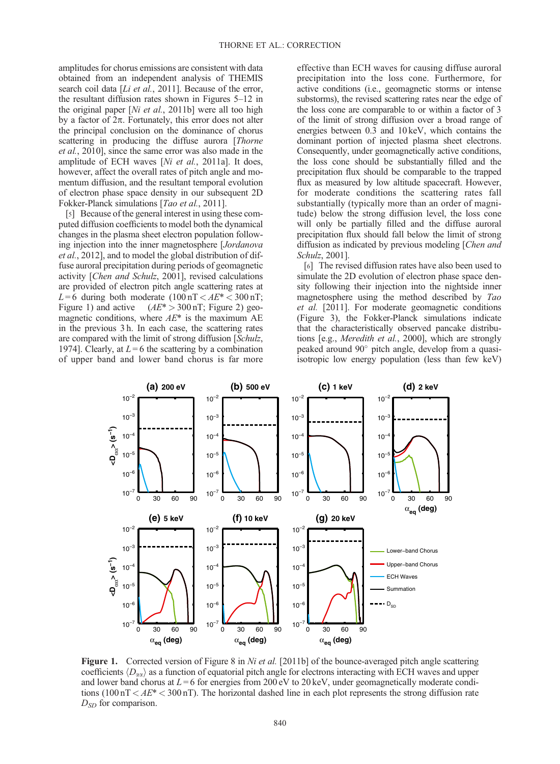amplitudes for chorus emissions are consistent with data obtained from an independent analysis of THEMIS search coil data [*Li et al.*, 2011]. Because of the error, the resultant diffusion rates shown in Figures 5–12 in the original paper [*Ni et al.*, 2011b] were all too high by a factor of $2\pi$. Fortunately, this error does not alter the principal conclusion on the dominance of chorus scattering in producing the diffuse aurora [*Thorne et al.*, 2010], since the same error was also made in the amplitude of ECH waves [*Ni et al.*, 2011a]. It does, however, affect the overall rates of pitch angle and momentum diffusion, and the resultant temporal evolution of electron phase space density in our subsequent 2D Fokker-Planck simulations [*Tao et al.*, 2011].

[5] Because of the general interest in using these computed diffusion coefficients to model both the dynamical changes in the plasma sheet electron population following injection into the inner magnetosphere [*Jordanova et al.*, 2012], and to model the global distribution of diffuse auroral precipitation during periods of geomagnetic activity [*Chen and Schulz*, 2001], revised calculations are provided of electron pitch angle scattering rates at $L = 6$ during both moderate ($100\,\text{nT} < AE^* < 300\,\text{nT}$; Figure 1) and active ($AE^* > 300\,\text{nT}$; Figure 2) geomagnetic conditions, where $AE^*$ is the maximum AE in the previous 3 h. In each case, the scattering rates are compared with the limit of strong diffusion [*Schulz*, 1974]. Clearly, at $L = 6$ the scattering by a combination of upper band and lower band chorus is far more effective than ECH waves for causing diffuse auroral precipitation into the loss cone. Furthermore, for active conditions (i.e., geomagnetic storms or intense substorms), the revised scattering rates near the edge of the loss cone are comparable to or within a factor of 3 of the limit of strong diffusion over a broad range of energies between 0.3 and 10 keV, which contains the dominant portion of injected plasma sheet electrons. Consequently, under geomagnetically active conditions, the loss cone should be substantially filled and the precipitation flux should be comparable to the trapped flux as measured by low altitude spacecraft. However, for moderate conditions the scattering rates fall substantially (typically more than an order of magnitude) below the strong diffusion level, the loss cone will only be partially filled and the diffuse auroral precipitation flux should fall below the limit of strong diffusion as indicated by previous modeling [*Chen and Schulz*, 2001].

[6] The revised diffusion rates have also been used to simulate the 2D evolution of electron phase space density following their injection into the nightside inner magnetosphere using the method described by *Tao et al.* [2011]. For moderate geomagnetic conditions (Figure 3), the Fokker-Planck simulations indicate that the characteristically observed pancake distributions [e.g., *Meredith et al.*, 2000], which are strongly peaked around 90° pitch angle, develop from a quasi-isotropic low energy population (less than few keV)

**Figure 1.** Corrected version of Figure 8 in *Ni et al.* [2011b] of the bounce-averaged pitch angle scattering coefficients $\langle D_{\alpha\alpha}\rangle$ as a function of equatorial pitch angle for electrons interacting with ECH waves and upper and lower band chorus at $L = 6$ for energies from 200 eV to 20 keV, under geomagnetically moderate conditions ($100\,\text{nT} < AE^* < 300\,\text{nT}$). The horizontal dashed line in each plot represents the strong diffusion rate $D_{SD}$ for comparison.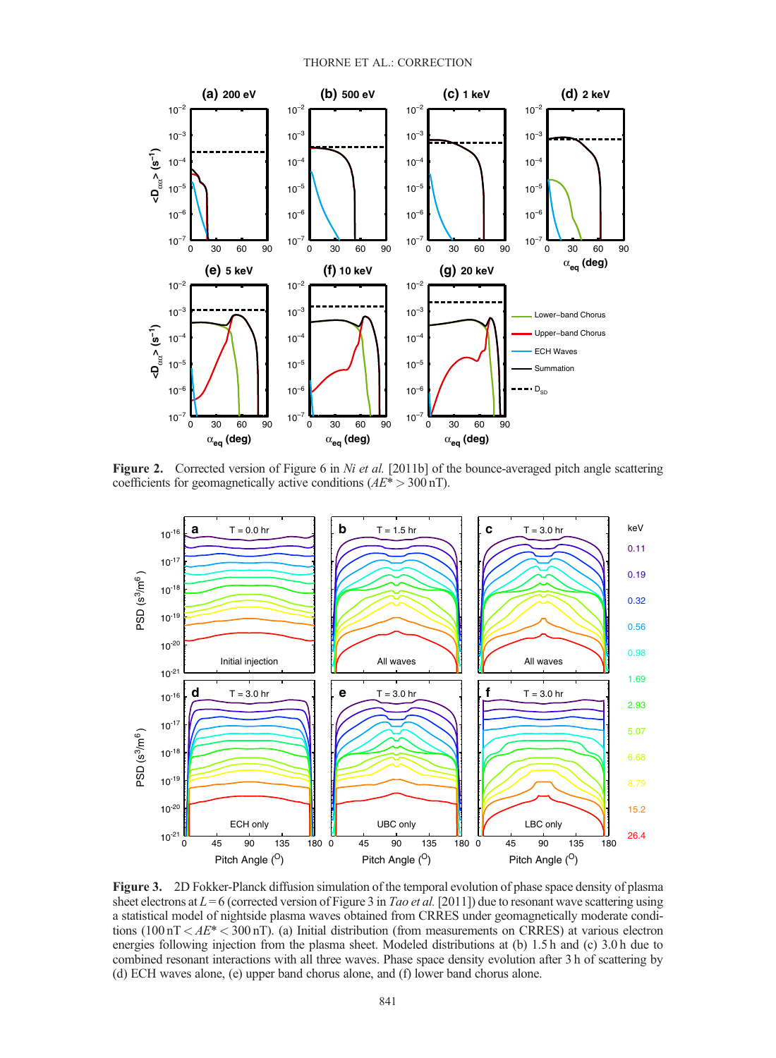**Figure 2.** Corrected version of Figure 6 in *Ni et al.* [2011b] of the bounce-averaged pitch angle scattering coefficients for geomagnetically active conditions ($AE^* > 300$ nT).

**Figure 3.** 2D Fokker-Planck diffusion simulation of the temporal evolution of phase space density of plasma sheet electrons at $L = 6$ (corrected version of Figure 3 in *Tao et al.* [2011]) due to resonant wave scattering using a statistical model of nightside plasma waves obtained from CRRES under geomagnetically moderate conditions ($100\,\text{nT} < AE^* < 300\,\text{nT}$). (a) Initial distribution (from measurements on CRRES) at various electron energies following injection from the plasma sheet. Modeled distributions at (b) 1.5 h and (c) 3.0 h due to combined resonant interactions with all three waves. Phase space density evolution after 3 h of scattering by (d) ECH waves alone, (e) upper band chorus alone, and (f) lower band chorus alone.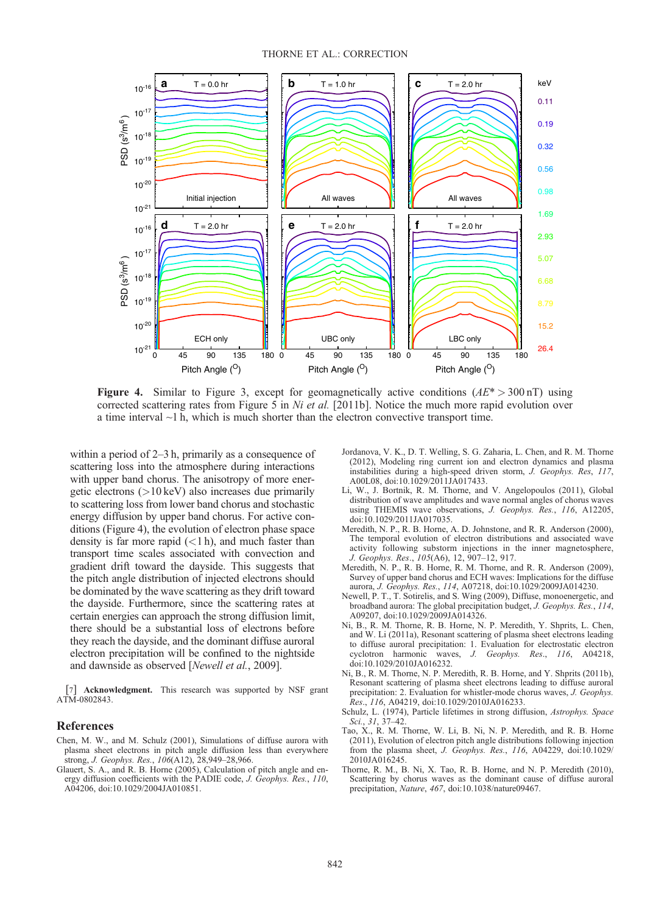a T = 0.0 hr
b T = 1.0 hr
c T = 2.0 hr
d T = 2.0 hr
e T = 2.0 hr
f T = 2.0 hr

PSD (s$^3$/m$^6$)

$10^{-16}$
$10^{-17}$
$10^{-18}$
$10^{-19}$
$10^{-20}$
$10^{-21}$

Initial injection
All waves
All waves
ECH only
UBC only
LBC only

0 45 90 135 180

Pitch Angle ($^O$)

keV
0.11
0.19
0.32
0.56
0.98
1.69
2.93
5.07
6.68
8.79
15.2
26.4

**Figure 4.** Similar to Figure 3, except for geomagnetically active conditions ($AE^* > 300$ nT) using corrected scattering rates from Figure 5 in *Ni et al.* [2011b]. Notice the much more rapid evolution over a time interval ~1 h, which is much shorter than the electron convective transport time.

within a period of 2–3 h, primarily as a consequence of scattering loss into the atmosphere during interactions with upper band chorus. The anisotropy of more energetic electrons (>10 keV) also increases due primarily to scattering loss from lower band chorus and stochastic energy diffusion by upper band chorus. For active conditions (Figure 4), the evolution of electron phase space density is far more rapid (<1 h), and much faster than transport time scales associated with convection and gradient drift toward the dayside. This suggests that the pitch angle distribution of injected electrons should be dominated by the wave scattering as they drift toward the dayside. Furthermore, since the scattering rates at certain energies can approach the strong diffusion limit, there should be a substantial loss of electrons before they reach the dayside, and the dominant diffuse auroral electron precipitation will be confined to the nightside and dawnside as observed [*Newell et al.*, 2009].

[7] **Acknowledgment.** This research was supported by NSF grant ATM-0802843.

## References

Chen, M. W., and M. Schulz (2001), Simulations of diffuse aurora with plasma sheet electrons in pitch angle diffusion less than everywhere strong, *J. Geophys. Res.*, *106*(A12), 28,949–28,966.

Glauert, S. A., and R. B. Horne (2005), Calculation of pitch angle and energy diffusion coefficients with the PADIE code, *J. Geophys. Res.*, *110*, A04206, doi:10.1029/2004JA010851.

Jordanova, V. K., D. T. Welling, S. G. Zaharia, L. Chen, and R. M. Thorne (2012), Modeling ring current ion and electron dynamics and plasma instabilities during a high-speed driven storm, *J. Geophys. Res*, *117*, A00L08, doi:10.1029/2011JA017433.

Li, W., J. Bortnik, R. M. Thorne, and V. Angelopoulos (2011), Global distribution of wave amplitudes and wave normal angles of chorus waves using THEMIS wave observations, *J. Geophys. Res.*, *116*, A12205, doi:10.1029/2011JA017035.

Meredith, N. P., R. B. Horne, A. D. Johnstone, and R. R. Anderson (2000), The temporal evolution of electron distributions and associated wave activity following substorm injections in the inner magnetosphere, *J. Geophys. Res.*, *105*(A6), 12, 907–12, 917.

Meredith, N. P., R. B. Horne, R. M. Thorne, and R. R. Anderson (2009), Survey of upper band chorus and ECH waves: Implications for the diffuse aurora, *J. Geophys. Res.*, *114*, A07218, doi:10.1029/2009JA014230.

Newell, P. T., T. Sotirelis, and S. Wing (2009), Diffuse, monoenergetic, and broadband aurora: The global precipitation budget, *J. Geophys. Res.*, *114*, A09207, doi:10.1029/2009JA014326.

Ni, B., R. M. Thorne, R. B. Horne, N. P. Meredith, Y. Shprits, L. Chen, and W. Li (2011a), Resonant scattering of plasma sheet electrons leading to diffuse auroral precipitation: 1. Evaluation for electrostatic electron cyclotron harmonic waves, *J. Geophys. Res.*, *116*, A04218, doi:10.1029/2010JA016232.

Ni, B., R. M. Thorne, N. P. Meredith, R. B. Horne, and Y. Shprits (2011b), Resonant scattering of plasma sheet electrons leading to diffuse auroral precipitation: 2. Evaluation for whistler-mode chorus waves, *J. Geophys. Res.*, *116*, A04219, doi:10.1029/2010JA016233.

Schulz, L. (1974), Particle lifetimes in strong diffusion, *Astrophys. Space Sci.*, *31*, 37–42.

Tao, X., R. M. Thorne, W. Li, B. Ni, N. P. Meredith, and R. B. Horne (2011), Evolution of electron pitch angle distributions following injection from the plasma sheet, *J. Geophys. Res.*, *116*, A04229, doi:10.1029/2010JA016245.

Thorne, R. M., B. Ni, X. Tao, R. B. Horne, and N. P. Meredith (2010), Scattering by chorus waves as the dominant cause of diffuse auroral precipitation, *Nature*, *467*, doi:10.1038/nature09467.